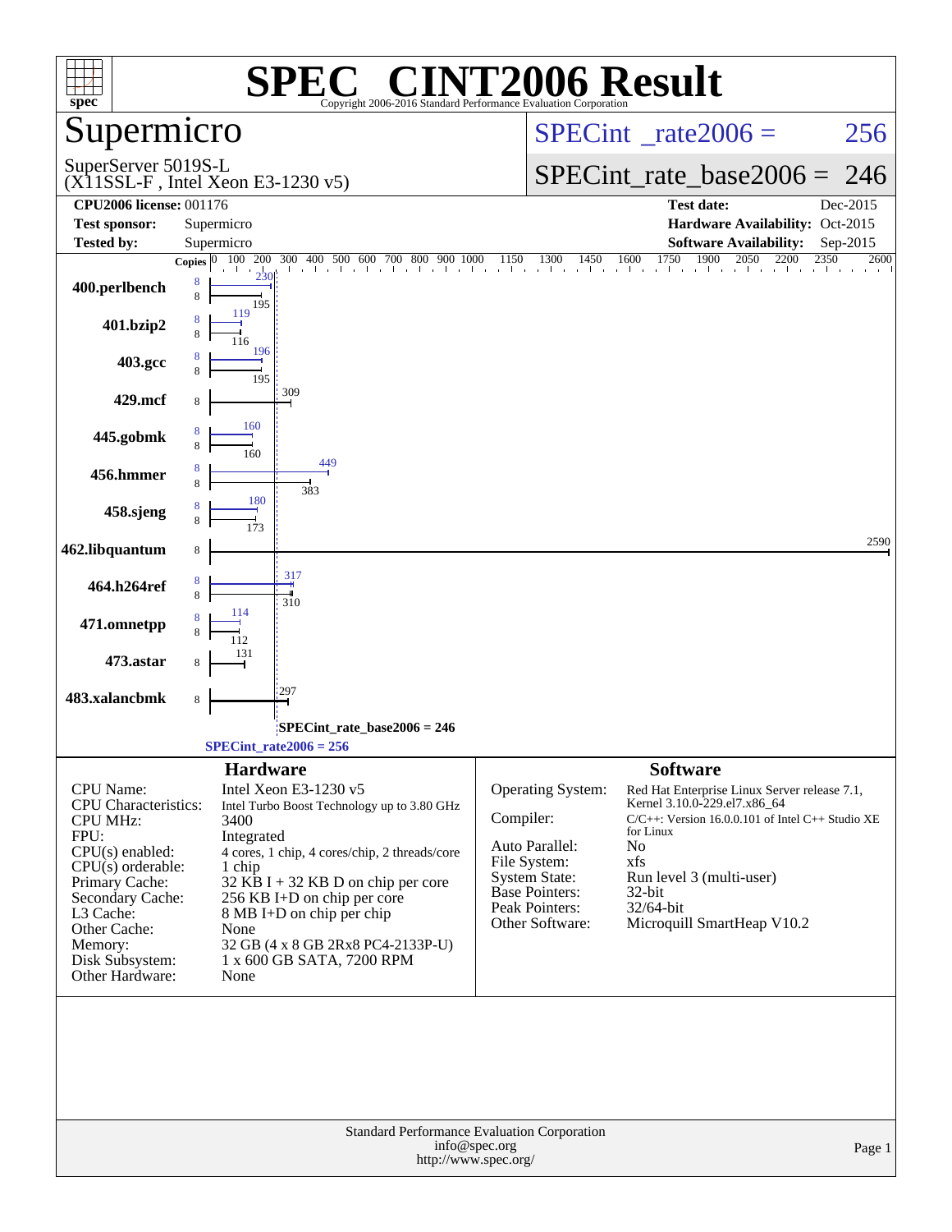# SPEC® CINT2006 Result

Copyright 2006-2016 Standard Performance Evaluation Corporation

## Supermicro

SuperServer 5019S-L
(X11SSL-F , Intel Xeon E3-1230 v5)

SPECint_rate2006 = 256

SPECint_rate_base2006 = 246

**CPU2006 license:** 001176
**Test sponsor:** Supermicro
**Tested by:** Supermicro

**Test date:** Dec-2015
**Hardware Availability:** Oct-2015
**Software Availability:** Sep-2015

| Benchmark | Copies (peak) | Peak | Copies (base) | Base |
|---|---|---|---|---|
| 400.perlbench | 8 | 230 | 8 | 195 |
| 401.bzip2 | 8 | 119 | 8 | 116 |
| 403.gcc | 8 | 196 | 8 | 195 |
| 429.mcf | | | 8 | 309 |
| 445.gobmk | 8 | 160 | 8 | 160 |
| 456.hmmer | 8 | 449 | 8 | 383 |
| 458.sjeng | 8 | 180 | 8 | 173 |
| 462.libquantum | | | 8 | 2590 |
| 464.h264ref | 8 | 317 | 8 | 310 |
| 471.omnetpp | 8 | 114 | 8 | 112 |
| 473.astar | | | 8 | 131 |
| 483.xalancbmk | | | 8 | 297 |

SPECint_rate_base2006 = 246

SPECint_rate2006 = 256

## Hardware

| | |
|---|---|
| CPU Name: | Intel Xeon E3-1230 v5 |
| CPU Characteristics: | Intel Turbo Boost Technology up to 3.80 GHz |
| CPU MHz: | 3400 |
| FPU: | Integrated |
| CPU(s) enabled: | 4 cores, 1 chip, 4 cores/chip, 2 threads/core |
| CPU(s) orderable: | 1 chip |
| Primary Cache: | 32 KB I + 32 KB D on chip per core |
| Secondary Cache: | 256 KB I+D on chip per core |
| L3 Cache: | 8 MB I+D on chip per chip |
| Other Cache: | None |
| Memory: | 32 GB (4 x 8 GB 2Rx8 PC4-2133P-U) |
| Disk Subsystem: | 1 x 600 GB SATA, 7200 RPM |
| Other Hardware: | None |

## Software

| | |
|---|---|
| Operating System: | Red Hat Enterprise Linux Server release 7.1, Kernel 3.10.0-229.el7.x86_64 |
| Compiler: | C/C++: Version 16.0.0.101 of Intel C++ Studio XE for Linux |
| Auto Parallel: | No |
| File System: | xfs |
| System State: | Run level 3 (multi-user) |
| Base Pointers: | 32-bit |
| Peak Pointers: | 32/64-bit |
| Other Software: | Microquill SmartHeap V10.2 |

Standard Performance Evaluation Corporation
info@spec.org
http://www.spec.org/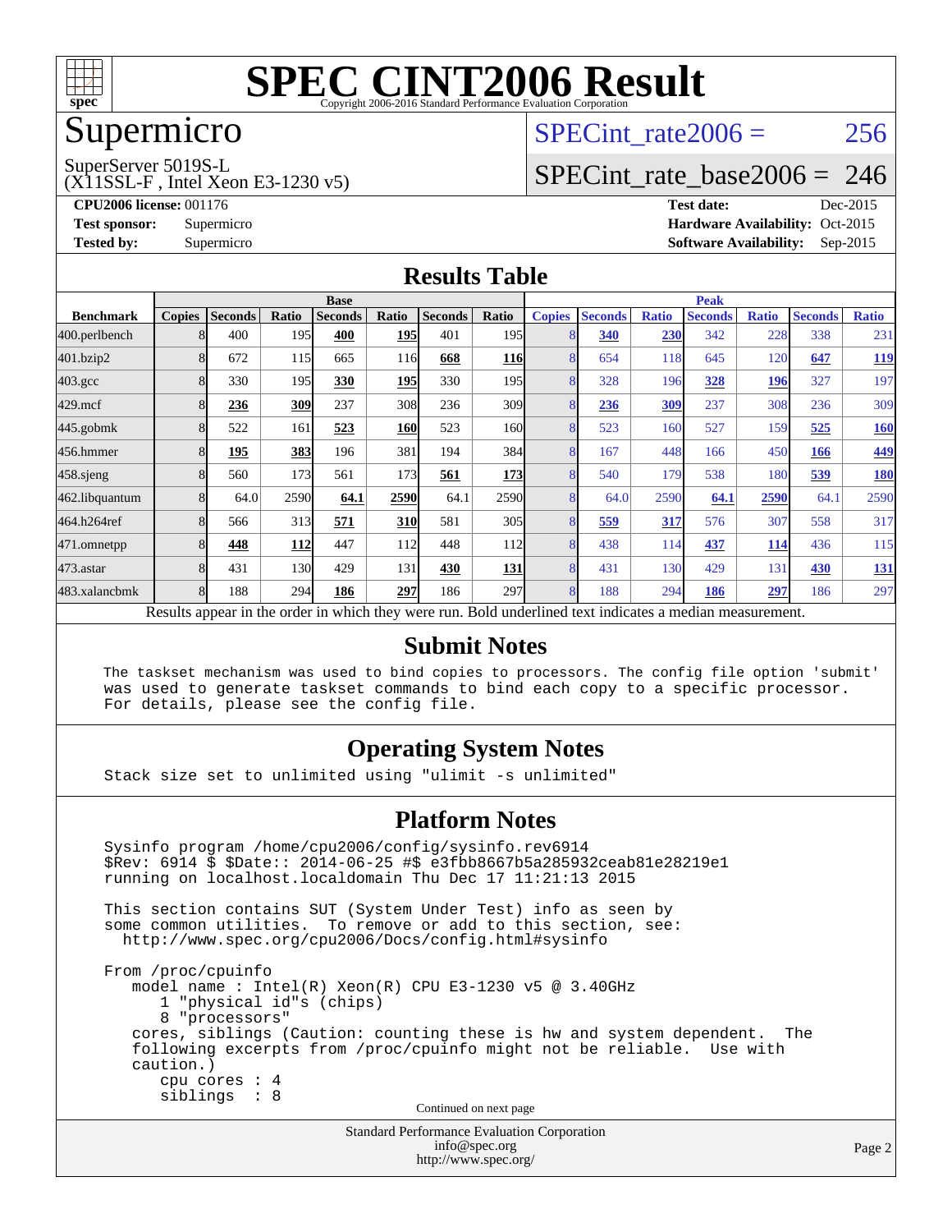# SPEC CINT2006 Result

Copyright 2006-2016 Standard Performance Evaluation Corporation

## Supermicro

SuperServer 5019S-L
(X11SSL-F , Intel Xeon E3-1230 v5)

SPECint_rate2006 = 256

SPECint_rate_base2006 = 246

**CPU2006 license:** 001176
**Test sponsor:** Supermicro
**Tested by:** Supermicro

**Test date:** Dec-2015
**Hardware Availability:** Oct-2015
**Software Availability:** Sep-2015

## Results Table

| | Base | | | | | | | Peak | | | | | | |
|---|---|---|---|---|---|---|---|---|---|---|---|---|---|---|
| **Benchmark** | **Copies** | **Seconds** | **Ratio** | **Seconds** | **Ratio** | **Seconds** | **Ratio** | **Copies** | **Seconds** | **Ratio** | **Seconds** | **Ratio** | **Seconds** | **Ratio** |
| 400.perlbench | 8 | 400 | 195 | **400** | **195** | 401 | 195 | 8 | **340** | **230** | 342 | 228 | 338 | 231 |
| 401.bzip2 | 8 | 672 | 115 | 665 | 116 | **668** | **116** | 8 | 654 | 118 | 645 | 120 | **647** | **119** |
| 403.gcc | 8 | 330 | 195 | **330** | **195** | 330 | 195 | 8 | 328 | 196 | **328** | **196** | 327 | 197 |
| 429.mcf | 8 | **236** | **309** | 237 | 308 | 236 | 309 | 8 | **236** | **309** | 237 | 308 | 236 | 309 |
| 445.gobmk | 8 | 522 | 161 | **523** | **160** | 523 | 160 | 8 | 523 | 160 | 527 | 159 | **525** | **160** |
| 456.hmmer | 8 | **195** | **383** | 196 | 381 | 194 | 384 | 8 | 167 | 448 | 166 | 450 | **166** | **449** |
| 458.sjeng | 8 | 560 | 173 | 561 | 173 | **561** | **173** | 8 | 540 | 179 | 538 | 180 | **539** | **180** |
| 462.libquantum | 8 | 64.0 | 2590 | **64.1** | **2590** | 64.1 | 2590 | 8 | 64.0 | 2590 | **64.1** | **2590** | 64.1 | 2590 |
| 464.h264ref | 8 | 566 | 313 | **571** | **310** | 581 | 305 | 8 | **559** | **317** | 576 | 307 | 558 | 317 |
| 471.omnetpp | 8 | **448** | **112** | 447 | 112 | 448 | 112 | 8 | 438 | 114 | **437** | **114** | 436 | 115 |
| 473.astar | 8 | 431 | 130 | 429 | 131 | **430** | **131** | 8 | 431 | 130 | 429 | 131 | **430** | **131** |
| 483.xalancbmk | 8 | 188 | 294 | **186** | **297** | 186 | 297 | 8 | 188 | 294 | **186** | **297** | 186 | 297 |

Results appear in the order in which they were run. Bold underlined text indicates a median measurement.

## Submit Notes

```
The taskset mechanism was used to bind copies to processors. The config file option 'submit'
was used to generate taskset commands to bind each copy to a specific processor.
For details, please see the config file.
```

## Operating System Notes

```
Stack size set to unlimited using "ulimit -s unlimited"
```

## Platform Notes

```
Sysinfo program /home/cpu2006/config/sysinfo.rev6914
$Rev: 6914 $ $Date:: 2014-06-25 #$ e3fbb8667b5a285932ceab81e28219e1
running on localhost.localdomain Thu Dec 17 11:21:13 2015

This section contains SUT (System Under Test) info as seen by
some common utilities.  To remove or add to this section, see:
  http://www.spec.org/cpu2006/Docs/config.html#sysinfo

From /proc/cpuinfo
   model name : Intel(R) Xeon(R) CPU E3-1230 v5 @ 3.40GHz
      1 "physical id"s (chips)
      8 "processors"
   cores, siblings (Caution: counting these is hw and system dependent.  The
   following excerpts from /proc/cpuinfo might not be reliable.  Use with
   caution.)
      cpu cores : 4
      siblings  : 8
```

Continued on next page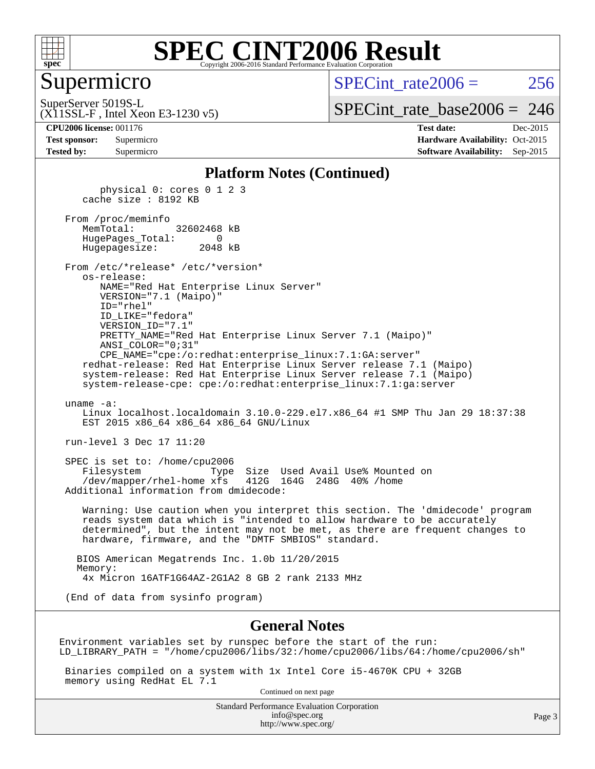# SPEC CINT2006 Result

## Supermicro

SuperServer 5019S-L
(X11SSL-F , Intel Xeon E3-1230 v5)

SPECint_rate2006 = 256

SPECint_rate_base2006 = 246

**CPU2006 license:** 001176
**Test sponsor:** Supermicro
**Tested by:** Supermicro

**Test date:** Dec-2015
**Hardware Availability:** Oct-2015
**Software Availability:** Sep-2015

### Platform Notes (Continued)

```
        physical 0: cores 0 1 2 3
     cache size : 8192 KB

   From /proc/meminfo
      MemTotal:       32602468 kB
      HugePages_Total:       0
      Hugepagesize:       2048 kB

   From /etc/*release* /etc/*version*
      os-release:
         NAME="Red Hat Enterprise Linux Server"
         VERSION="7.1 (Maipo)"
         ID="rhel"
         ID_LIKE="fedora"
         VERSION_ID="7.1"
         PRETTY_NAME="Red Hat Enterprise Linux Server 7.1 (Maipo)"
         ANSI_COLOR="0;31"
         CPE_NAME="cpe:/o:redhat:enterprise_linux:7.1:GA:server"
      redhat-release: Red Hat Enterprise Linux Server release 7.1 (Maipo)
      system-release: Red Hat Enterprise Linux Server release 7.1 (Maipo)
      system-release-cpe: cpe:/o:redhat:enterprise_linux:7.1:ga:server

   uname -a:
      Linux localhost.localdomain 3.10.0-229.el7.x86_64 #1 SMP Thu Jan 29 18:37:38
      EST 2015 x86_64 x86_64 x86_64 GNU/Linux

   run-level 3 Dec 17 11:20

   SPEC is set to: /home/cpu2006
      Filesystem            Type  Size  Used Avail Use% Mounted on
      /dev/mapper/rhel-home xfs   412G  164G  248G  40% /home
   Additional information from dmidecode:

      Warning: Use caution when you interpret this section. The 'dmidecode' program
      reads system data which is "intended to allow hardware to be accurately
      determined", but the intent may not be met, as there are frequent changes to
      hardware, firmware, and the "DMTF SMBIOS" standard.

     BIOS American Megatrends Inc. 1.0b 11/20/2015
     Memory:
      4x Micron 16ATF1G64AZ-2G1A2 8 GB 2 rank 2133 MHz

   (End of data from sysinfo program)
```

### General Notes

```
 Environment variables set by runspec before the start of the run:
 LD_LIBRARY_PATH = "/home/cpu2006/libs/32:/home/cpu2006/libs/64:/home/cpu2006/sh"

  Binaries compiled on a system with 1x Intel Core i5-4670K CPU + 32GB
  memory using RedHat EL 7.1
```

Continued on next page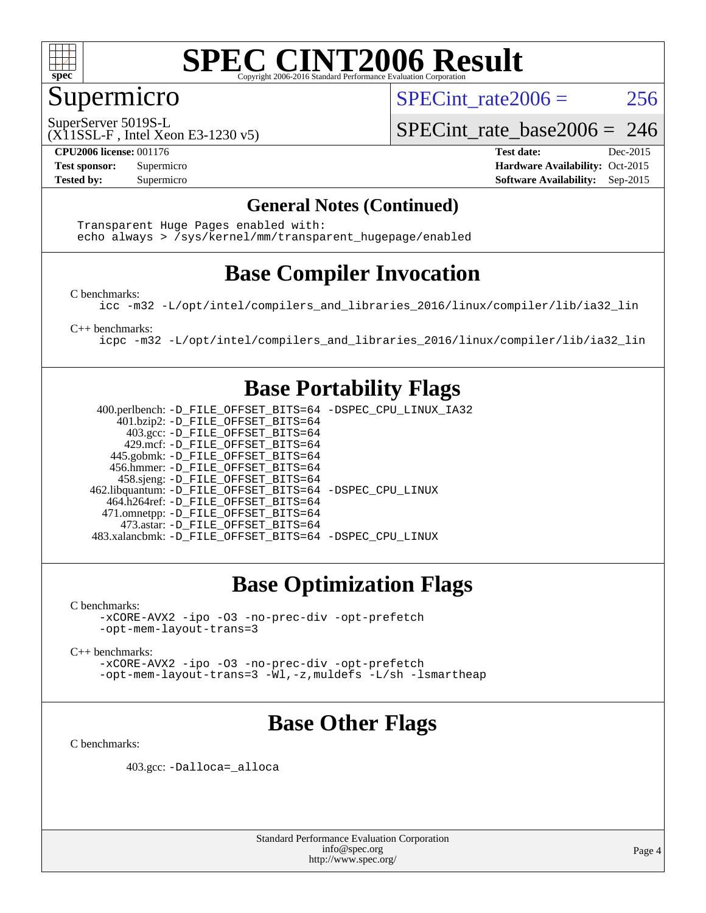# SPEC CINT2006 Result

Copyright 2006-2016 Standard Performance Evaluation Corporation

## Supermicro

SuperServer 5019S-L
(X11SSL-F , Intel Xeon E3-1230 v5)

SPECint_rate2006 = 256

SPECint_rate_base2006 = 246

| | | | |
|---|---|---|---|
| **CPU2006 license:** 001176 | | **Test date:** | Dec-2015 |
| **Test sponsor:** | Supermicro | **Hardware Availability:** | Oct-2015 |
| **Tested by:** | Supermicro | **Software Availability:** | Sep-2015 |

### General Notes (Continued)

```
Transparent Huge Pages enabled with:
echo always > /sys/kernel/mm/transparent_hugepage/enabled
```

## Base Compiler Invocation

C benchmarks:

```
icc -m32 -L/opt/intel/compilers_and_libraries_2016/linux/compiler/lib/ia32_lin
```

C++ benchmarks:

```
icpc -m32 -L/opt/intel/compilers_and_libraries_2016/linux/compiler/lib/ia32_lin
```

## Base Portability Flags

```
   400.perlbench: -D_FILE_OFFSET_BITS=64 -DSPEC_CPU_LINUX_IA32
       401.bzip2: -D_FILE_OFFSET_BITS=64
         403.gcc: -D_FILE_OFFSET_BITS=64
         429.mcf: -D_FILE_OFFSET_BITS=64
       445.gobmk: -D_FILE_OFFSET_BITS=64
       456.hmmer: -D_FILE_OFFSET_BITS=64
       458.sjeng: -D_FILE_OFFSET_BITS=64
  462.libquantum: -D_FILE_OFFSET_BITS=64 -DSPEC_CPU_LINUX
     464.h264ref: -D_FILE_OFFSET_BITS=64
     471.omnetpp: -D_FILE_OFFSET_BITS=64
       473.astar: -D_FILE_OFFSET_BITS=64
  483.xalancbmk: -D_FILE_OFFSET_BITS=64 -DSPEC_CPU_LINUX
```

## Base Optimization Flags

C benchmarks:

```
-xCORE-AVX2 -ipo -O3 -no-prec-div -opt-prefetch
-opt-mem-layout-trans=3
```

C++ benchmarks:

```
-xCORE-AVX2 -ipo -O3 -no-prec-div -opt-prefetch
-opt-mem-layout-trans=3 -Wl,-z,muldefs -L/sh -lsmartheap
```

## Base Other Flags

C benchmarks:

```
403.gcc: -Dalloca=_alloca
```

Standard Performance Evaluation Corporation
info@spec.org
http://www.spec.org/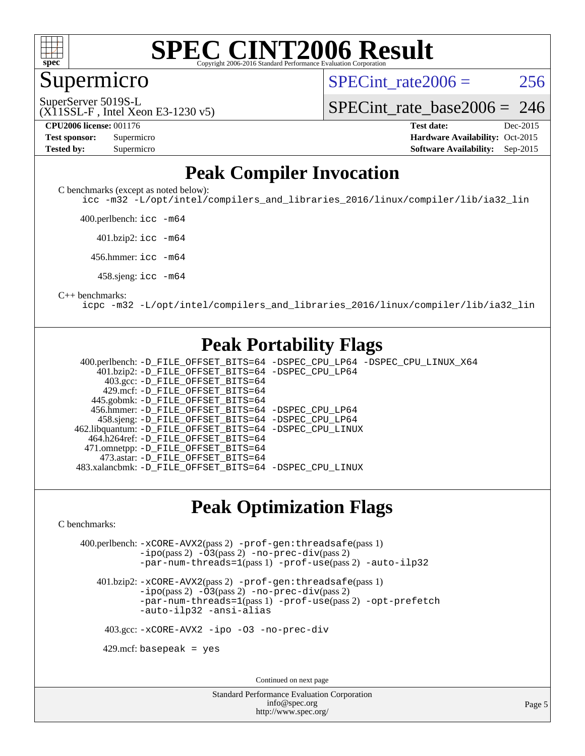# Peak Compiler Invocation

C benchmarks (except as noted below):

```
icc -m32 -L/opt/intel/compilers_and_libraries_2016/linux/compiler/lib/ia32_lin
```

400.perlbench: `icc -m64`

401.bzip2: `icc -m64`

456.hmmer: `icc -m64`

458.sjeng: `icc -m64`

C++ benchmarks:

```
icpc -m32 -L/opt/intel/compilers_and_libraries_2016/linux/compiler/lib/ia32_lin
```

# Peak Portability Flags

400.perlbench: -D_FILE_OFFSET_BITS=64 -DSPEC_CPU_LP64 -DSPEC_CPU_LINUX_X64
401.bzip2: -D_FILE_OFFSET_BITS=64 -DSPEC_CPU_LP64
403.gcc: -D_FILE_OFFSET_BITS=64
429.mcf: -D_FILE_OFFSET_BITS=64
445.gobmk: -D_FILE_OFFSET_BITS=64
456.hmmer: -D_FILE_OFFSET_BITS=64 -DSPEC_CPU_LP64
458.sjeng: -D_FILE_OFFSET_BITS=64 -DSPEC_CPU_LP64
462.libquantum: -D_FILE_OFFSET_BITS=64 -DSPEC_CPU_LINUX
464.h264ref: -D_FILE_OFFSET_BITS=64
471.omnetpp: -D_FILE_OFFSET_BITS=64
473.astar: -D_FILE_OFFSET_BITS=64
483.xalancbmk: -D_FILE_OFFSET_BITS=64 -DSPEC_CPU_LINUX

# Peak Optimization Flags

C benchmarks:

400.perlbench: -xCORE-AVX2(pass 2) -prof-gen:threadsafe(pass 1) -ipo(pass 2) -O3(pass 2) -no-prec-div(pass 2) -par-num-threads=1(pass 1) -prof-use(pass 2) -auto-ilp32

401.bzip2: -xCORE-AVX2(pass 2) -prof-gen:threadsafe(pass 1) -ipo(pass 2) -O3(pass 2) -no-prec-div(pass 2) -par-num-threads=1(pass 1) -prof-use(pass 2) -opt-prefetch -auto-ilp32 -ansi-alias

403.gcc: -xCORE-AVX2 -ipo -O3 -no-prec-div

429.mcf: basepeak = yes

Continued on next page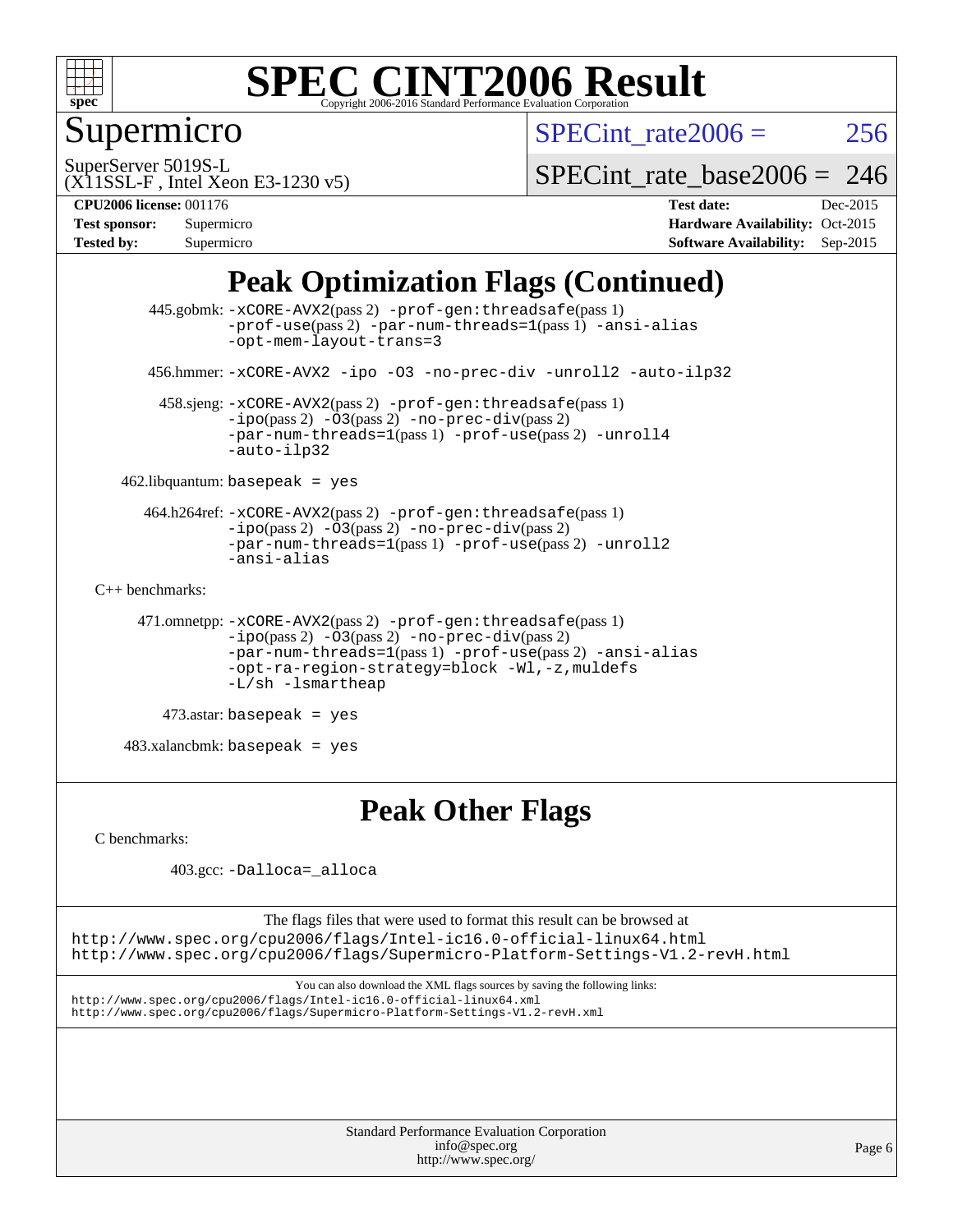## Peak Optimization Flags (Continued)

445.gobmk: -xCORE-AVX2(pass 2) -prof-gen:threadsafe(pass 1) -prof-use(pass 2) -par-num-threads=1(pass 1) -ansi-alias -opt-mem-layout-trans=3

456.hmmer: -xCORE-AVX2 -ipo -O3 -no-prec-div -unroll2 -auto-ilp32

458.sjeng: -xCORE-AVX2(pass 2) -prof-gen:threadsafe(pass 1) -ipo(pass 2) -O3(pass 2) -no-prec-div(pass 2) -par-num-threads=1(pass 1) -prof-use(pass 2) -unroll4 -auto-ilp32

462.libquantum: basepeak = yes

464.h264ref: -xCORE-AVX2(pass 2) -prof-gen:threadsafe(pass 1) -ipo(pass 2) -O3(pass 2) -no-prec-div(pass 2) -par-num-threads=1(pass 1) -prof-use(pass 2) -unroll2 -ansi-alias

C++ benchmarks:

471.omnetpp: -xCORE-AVX2(pass 2) -prof-gen:threadsafe(pass 1) -ipo(pass 2) -O3(pass 2) -no-prec-div(pass 2) -par-num-threads=1(pass 1) -prof-use(pass 2) -ansi-alias -opt-ra-region-strategy=block -Wl,-z,muldefs -L/sh -lsmartheap

473.astar: basepeak = yes

483.xalancbmk: basepeak = yes

## Peak Other Flags

C benchmarks:

403.gcc: -Dalloca=_alloca

The flags files that were used to format this result can be browsed at
http://www.spec.org/cpu2006/flags/Intel-ic16.0-official-linux64.html
http://www.spec.org/cpu2006/flags/Supermicro-Platform-Settings-V1.2-revH.html

You can also download the XML flags sources by saving the following links:
http://www.spec.org/cpu2006/flags/Intel-ic16.0-official-linux64.xml
http://www.spec.org/cpu2006/flags/Supermicro-Platform-Settings-V1.2-revH.xml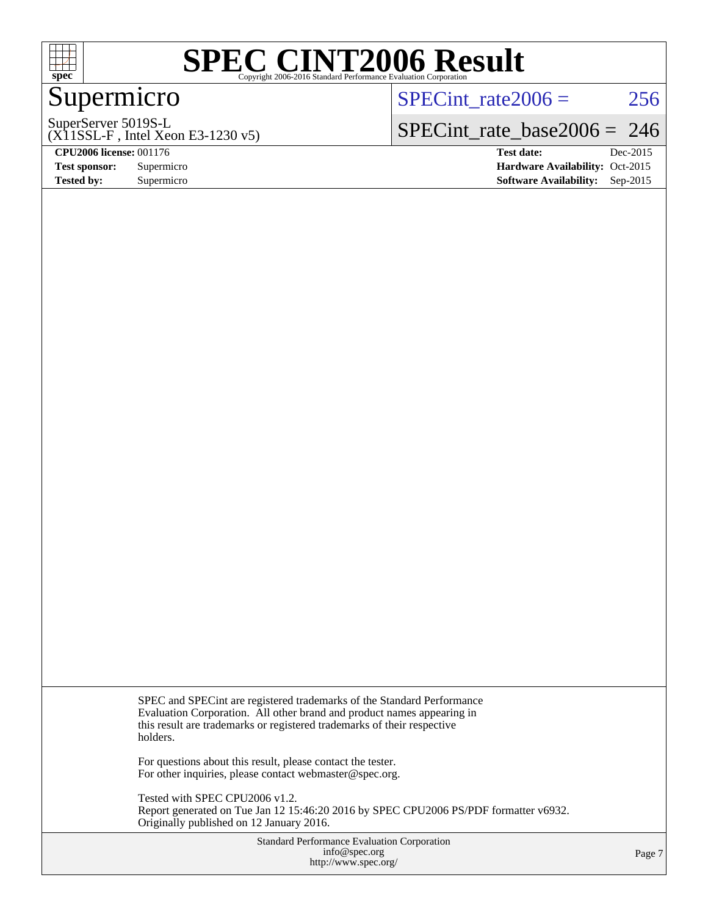SPEC and SPECint are registered trademarks of the Standard Performance Evaluation Corporation. All other brand and product names appearing in this result are trademarks or registered trademarks of their respective holders.

For questions about this result, please contact the tester.
For other inquiries, please contact webmaster@spec.org.

Tested with SPEC CPU2006 v1.2.
Report generated on Tue Jan 12 15:46:20 2016 by SPEC CPU2006 PS/PDF formatter v6932.
Originally published on 12 January 2016.